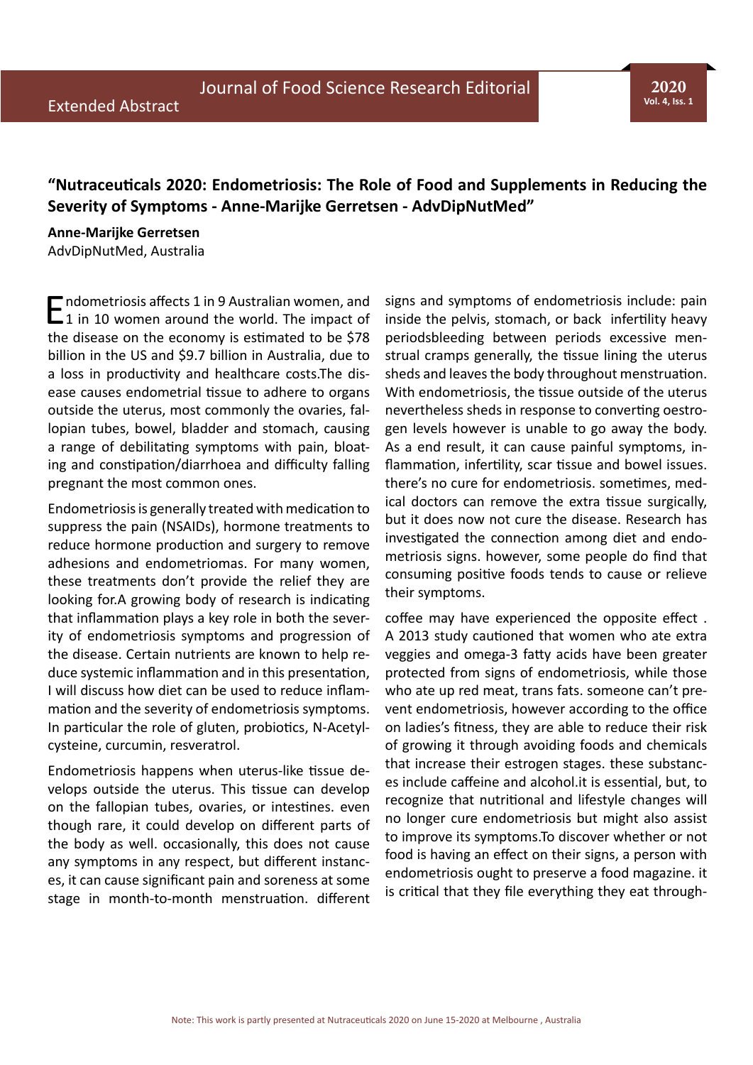Extended Abstract

# "Nutraceuticals 2020: Endometriosis: The Role of Food and Supplements in Reducing the Severity of Symptoms - Anne-Marijke Gerretsen - AdvDipNutMed"

**Anne-Marijke Gerretsen**
AdvDipNutMed, Australia

Endometriosis affects 1 in 9 Australian women, and 1 in 10 women around the world. The impact of the disease on the economy is estimated to be $78 billion in the US and $9.7 billion in Australia, due to a loss in productivity and healthcare costs.The disease causes endometrial tissue to adhere to organs outside the uterus, most commonly the ovaries, fallopian tubes, bowel, bladder and stomach, causing a range of debilitating symptoms with pain, bloating and constipation/diarrhoea and difficulty falling pregnant the most common ones.

Endometriosis is generally treated with medication to suppress the pain (NSAIDs), hormone treatments to reduce hormone production and surgery to remove adhesions and endometriomas. For many women, these treatments don't provide the relief they are looking for.A growing body of research is indicating that inflammation plays a key role in both the severity of endometriosis symptoms and progression of the disease. Certain nutrients are known to help reduce systemic inflammation and in this presentation, I will discuss how diet can be used to reduce inflammation and the severity of endometriosis symptoms. In particular the role of gluten, probiotics, N-Acetylcysteine, curcumin, resveratrol.

Endometriosis happens when uterus-like tissue develops outside the uterus. This tissue can develop on the fallopian tubes, ovaries, or intestines. even though rare, it could develop on different parts of the body as well. occasionally, this does not cause any symptoms in any respect, but different instances, it can cause significant pain and soreness at some stage in month-to-month menstruation. different signs and symptoms of endometriosis include: pain inside the pelvis, stomach, or back infertility heavy periodsbleeding between periods excessive menstrual cramps generally, the tissue lining the uterus sheds and leaves the body throughout menstruation. With endometriosis, the tissue outside of the uterus nevertheless sheds in response to converting oestrogen levels however is unable to go away the body. As a end result, it can cause painful symptoms, inflammation, infertility, scar tissue and bowel issues. there's no cure for endometriosis. sometimes, medical doctors can remove the extra tissue surgically, but it does now not cure the disease. Research has investigated the connection among diet and endometriosis signs. however, some people do find that consuming positive foods tends to cause or relieve their symptoms.

coffee may have experienced the opposite effect . A 2013 study cautioned that women who ate extra veggies and omega-3 fatty acids have been greater protected from signs of endometriosis, while those who ate up red meat, trans fats. someone can't prevent endometriosis, however according to the office on ladies's fitness, they are able to reduce their risk of growing it through avoiding foods and chemicals that increase their estrogen stages. these substances include caffeine and alcohol.it is essential, but, to recognize that nutritional and lifestyle changes will no longer cure endometriosis but might also assist to improve its symptoms.To discover whether or not food is having an effect on their signs, a person with endometriosis ought to preserve a food magazine. it is critical that they file everything they eat through-

Note: This work is partly presented at Nutraceuticals 2020 on June 15-2020 at Melbourne , Australia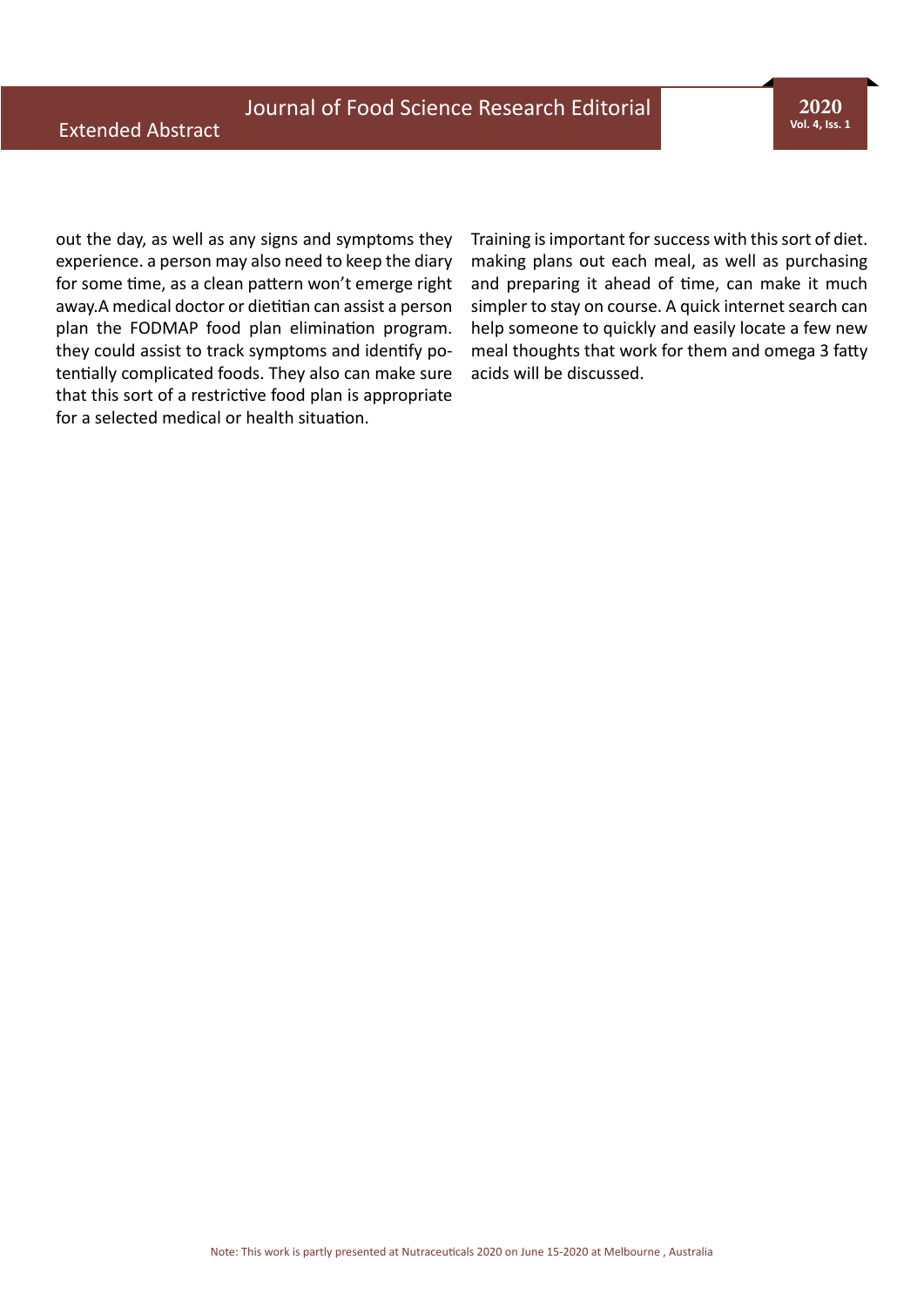out the day, as well as any signs and symptoms they experience. a person may also need to keep the diary for some time, as a clean pattern won't emerge right away.A medical doctor or dietitian can assist a person plan the FODMAP food plan elimination program. they could assist to track symptoms and identify potentially complicated foods. They also can make sure that this sort of a restrictive food plan is appropriate for a selected medical or health situation.

Training is important for success with this sort of diet. making plans out each meal, as well as purchasing and preparing it ahead of time, can make it much simpler to stay on course. A quick internet search can help someone to quickly and easily locate a few new meal thoughts that work for them and omega 3 fatty acids will be discussed.